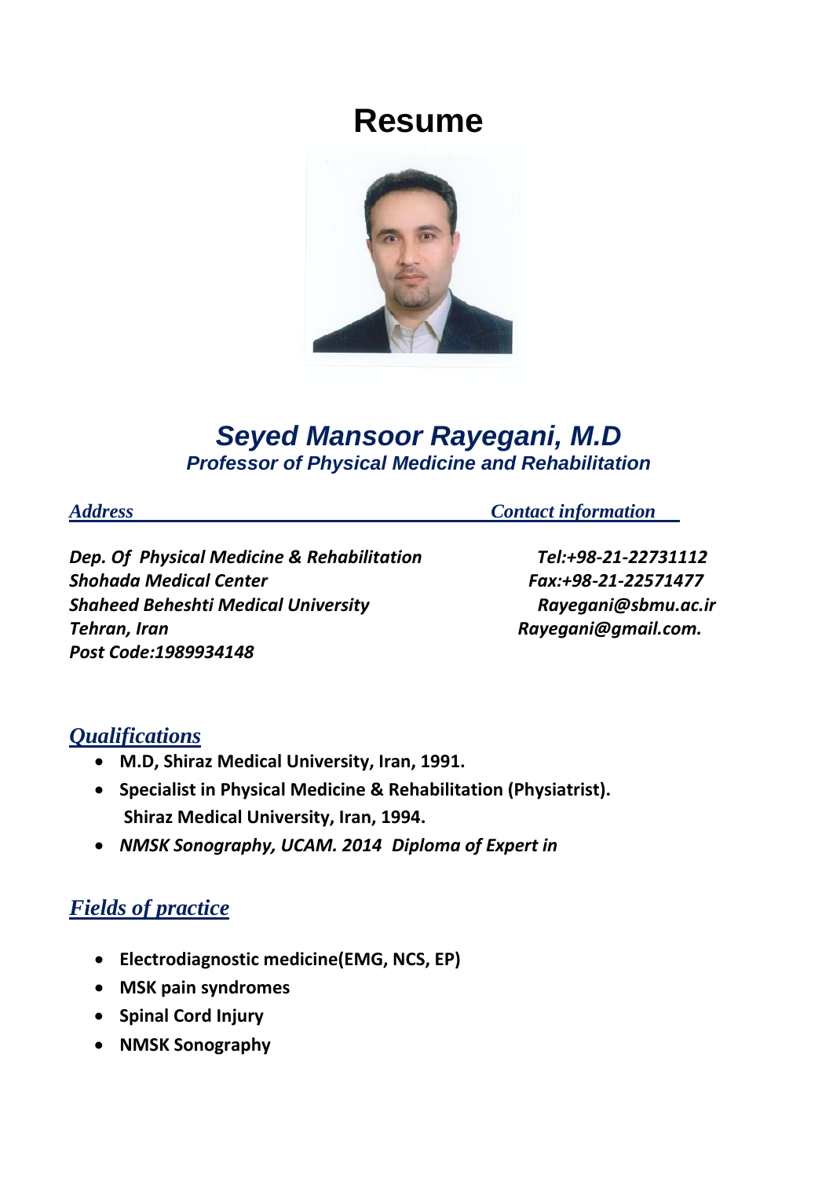# Resume

## *Seyed Mansoor Rayegani, M.D*

### *Professor of Physical Medicine and Rehabilitation*

*Address*

***Dep. Of Physical Medicine & Rehabilitation***
***Shohada Medical Center***
***Shaheed Beheshti Medical University***
***Tehran, Iran***
***Post Code:1989934148***

*Contact information*

***Tel:+98-21-22731112***
***Fax:+98-21-22571477***
***Rayegani@sbmu.ac.ir***
***Rayegani@gmail.com.***

## *Qualifications*

- **M.D, Shiraz Medical University, Iran, 1991.**
- **Specialist in Physical Medicine & Rehabilitation (Physiatrist). Shiraz Medical University, Iran, 1994.**
- ***NMSK Sonography, UCAM. 2014 Diploma of Expert in***

## *Fields of practice*

- **Electrodiagnostic medicine(EMG, NCS, EP)**
- **MSK pain syndromes**
- **Spinal Cord Injury**
- **NMSK Sonography**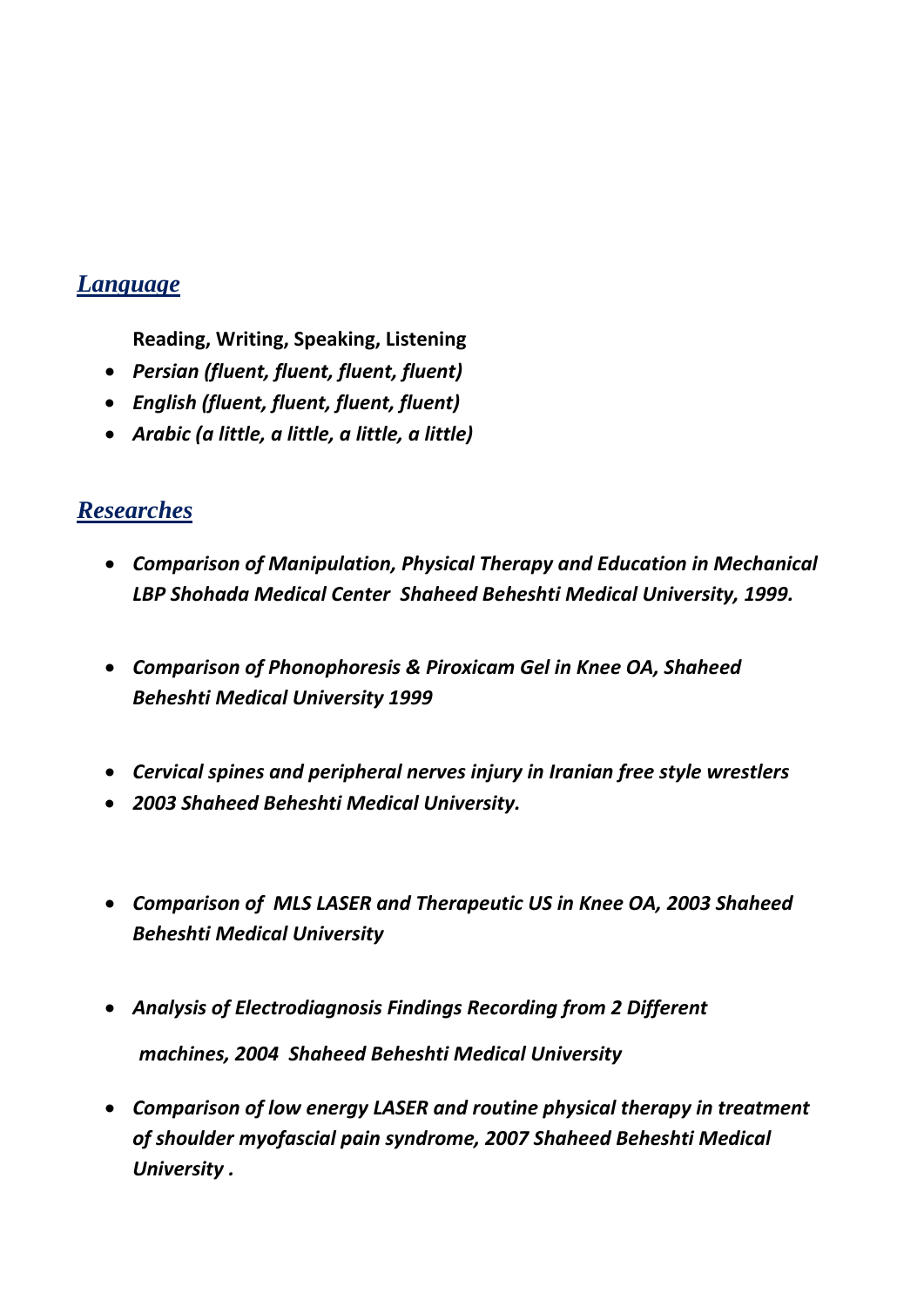## *Language*

**Reading, Writing, Speaking, Listening**

- ***Persian (fluent, fluent, fluent, fluent)***
- ***English (fluent, fluent, fluent, fluent)***
- ***Arabic (a little, a little, a little, a little)***

## *Researches*

- ***Comparison of Manipulation, Physical Therapy and Education in Mechanical LBP Shohada Medical Center Shaheed Beheshti Medical University, 1999.***

- ***Comparison of Phonophoresis & Piroxicam Gel in Knee OA, Shaheed Beheshti Medical University 1999***

- ***Cervical spines and peripheral nerves injury in Iranian free style wrestlers***
- ***2003 Shaheed Beheshti Medical University.***

- ***Comparison of MLS LASER and Therapeutic US in Knee OA, 2003 Shaheed Beheshti Medical University***

- ***Analysis of Electrodiagnosis Findings Recording from 2 Different machines, 2004 Shaheed Beheshti Medical University***

- ***Comparison of low energy LASER and routine physical therapy in treatment of shoulder myofascial pain syndrome, 2007 Shaheed Beheshti Medical University .***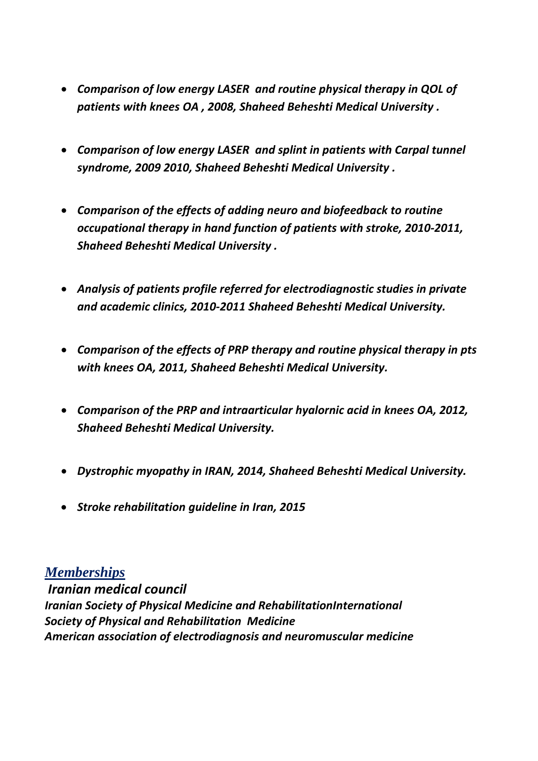- ***Comparison of low energy LASER and routine physical therapy in QOL of patients with knees OA , 2008, Shaheed Beheshti Medical University .***

- ***Comparison of low energy LASER and splint in patients with Carpal tunnel syndrome, 2009 2010, Shaheed Beheshti Medical University .***

- ***Comparison of the effects of adding neuro and biofeedback to routine occupational therapy in hand function of patients with stroke, 2010-2011, Shaheed Beheshti Medical University .***

- ***Analysis of patients profile referred for electrodiagnostic studies in private and academic clinics, 2010-2011 Shaheed Beheshti Medical University.***

- ***Comparison of the effects of PRP therapy and routine physical therapy in pts with knees OA, 2011, Shaheed Beheshti Medical University.***

- ***Comparison of the PRP and intraarticular hyalornic acid in knees OA, 2012, Shaheed Beheshti Medical University.***

- ***Dystrophic myopathy in IRAN, 2014, Shaheed Beheshti Medical University.***

- ***Stroke rehabilitation guideline in Iran, 2015***

## *Memberships*

***Iranian medical council***
***Iranian Society of Physical Medicine and RehabilitationInternational Society of Physical and Rehabilitation Medicine***
***American association of electrodiagnosis and neuromuscular medicine***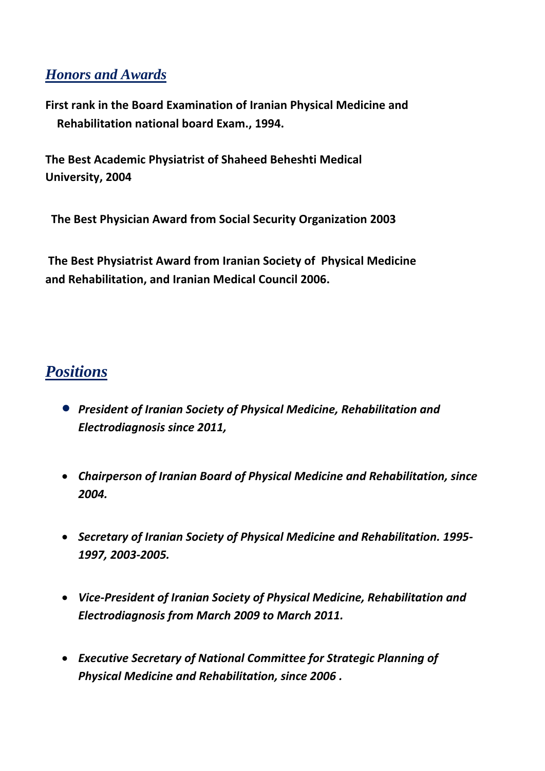## *Honors and Awards*

**First rank in the Board Examination of Iranian Physical Medicine and Rehabilitation national board Exam., 1994.**

**The Best Academic Physiatrist of Shaheed Beheshti Medical University, 2004**

**The Best Physician Award from Social Security Organization 2003**

**The Best Physiatrist Award from Iranian Society of Physical Medicine and Rehabilitation, and Iranian Medical Council 2006.**

## *Positions*

- ***President of Iranian Society of Physical Medicine, Rehabilitation and Electrodiagnosis since 2011,***
- ***Chairperson of Iranian Board of Physical Medicine and Rehabilitation, since 2004.***
- ***Secretary of Iranian Society of Physical Medicine and Rehabilitation. 1995-1997, 2003-2005.***
- ***Vice-President of Iranian Society of Physical Medicine, Rehabilitation and Electrodiagnosis from March 2009 to March 2011.***
- ***Executive Secretary of National Committee for Strategic Planning of Physical Medicine and Rehabilitation, since 2006 .***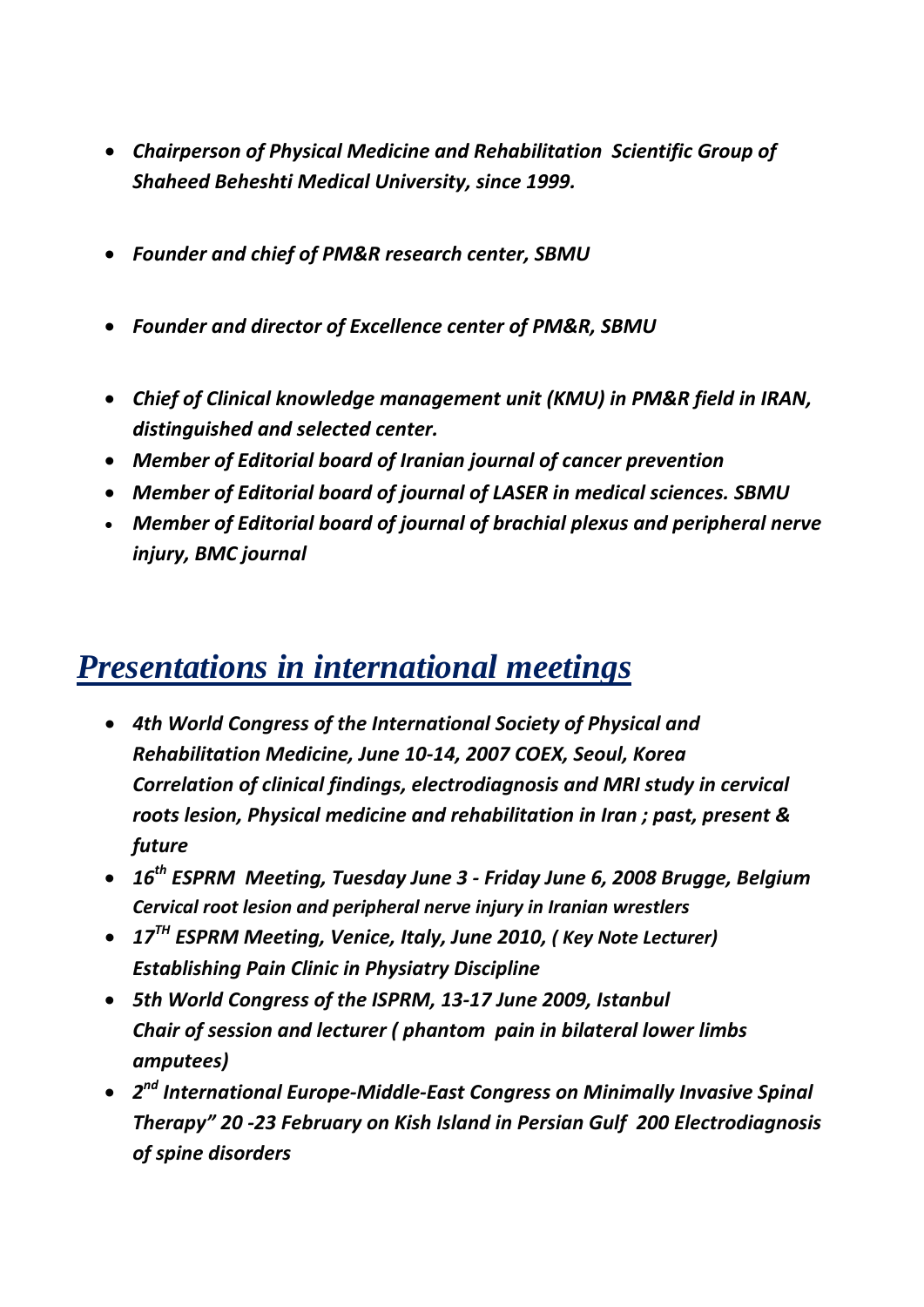- ***Chairperson of Physical Medicine and Rehabilitation Scientific Group of Shaheed Beheshti Medical University, since 1999.***

- ***Founder and chief of PM&R research center, SBMU***

- ***Founder and director of Excellence center of PM&R, SBMU***

- ***Chief of Clinical knowledge management unit (KMU) in PM&R field in IRAN, distinguished and selected center.***
- ***Member of Editorial board of Iranian journal of cancer prevention***
- ***Member of Editorial board of journal of LASER in medical sciences. SBMU***
- ***Member of Editorial board of journal of brachial plexus and peripheral nerve injury, BMC journal***

## *Presentations in international meetings*

- ***4th World Congress of the International Society of Physical and Rehabilitation Medicine, June 10-14, 2007 COEX, Seoul, Korea***
  ***Correlation of clinical findings, electrodiagnosis and MRI study in cervical roots lesion, Physical medicine and rehabilitation in Iran ; past, present & future***
- ***16th ESPRM Meeting, Tuesday June 3 - Friday June 6, 2008 Brugge, Belgium***
  ***Cervical root lesion and peripheral nerve injury in Iranian wrestlers***
- ***17TH ESPRM Meeting, Venice, Italy, June 2010, ( Key Note Lecturer)***
  ***Establishing Pain Clinic in Physiatry Discipline***
- ***5th World Congress of the ISPRM, 13-17 June 2009, Istanbul***
  ***Chair of session and lecturer ( phantom pain in bilateral lower limbs amputees)***
- ***2nd International Europe-Middle-East Congress on Minimally Invasive Spinal Therapy" 20 -23 February on Kish Island in Persian Gulf 200 Electrodiagnosis of spine disorders***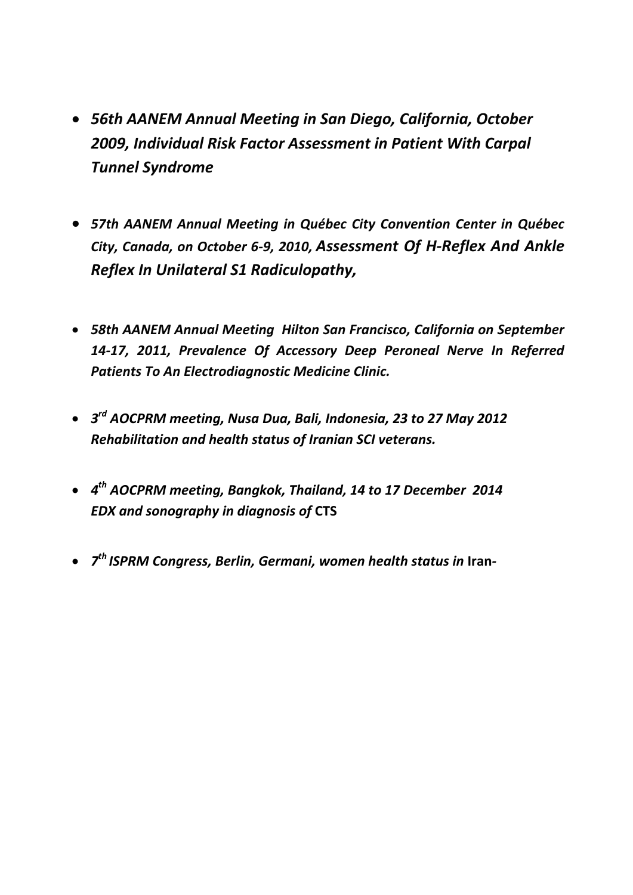- ***56th AANEM Annual Meeting in San Diego, California, October 2009, Individual Risk Factor Assessment in Patient With Carpal Tunnel Syndrome***

- ***57th AANEM Annual Meeting in Québec City Convention Center in Québec City, Canada, on October 6-9, 2010, Assessment Of H-Reflex And Ankle Reflex In Unilateral S1 Radiculopathy,***

- ***58th AANEM Annual Meeting Hilton San Francisco, California on September 14-17, 2011, Prevalence Of Accessory Deep Peroneal Nerve In Referred Patients To An Electrodiagnostic Medicine Clinic.***

- ***3rd AOCPRM meeting, Nusa Dua, Bali, Indonesia, 23 to 27 May 2012 Rehabilitation and health status of Iranian SCI veterans.***

- ***4th AOCPRM meeting, Bangkok, Thailand, 14 to 17 December 2014 EDX and sonography in diagnosis of* CTS**

- ***7th ISPRM Congress, Berlin, Germani, women health status in* Iran-**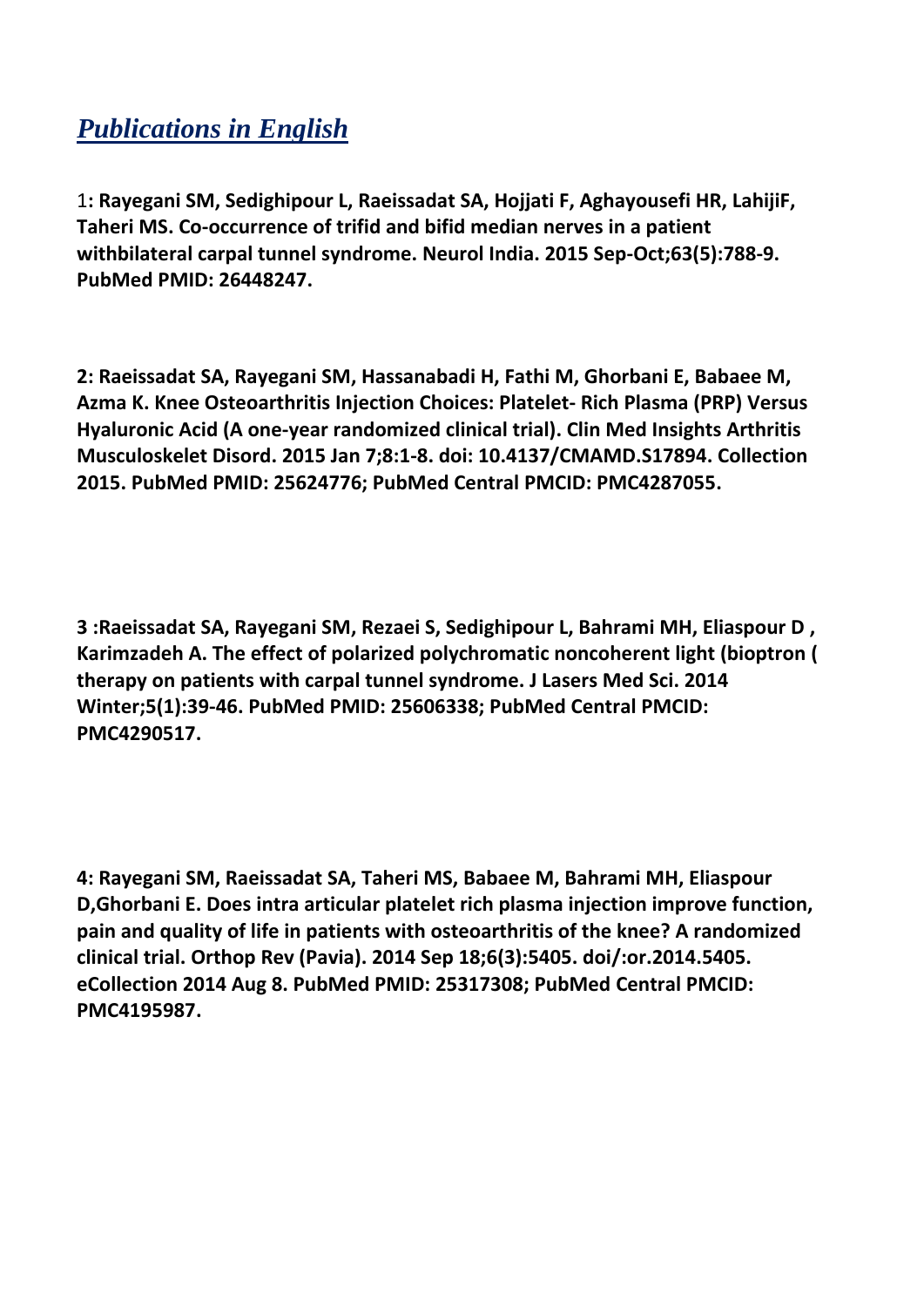## ***Publications in English***

1**: Rayegani SM, Sedighipour L, Raeissadat SA, Hojjati F, Aghayousefi HR, LahijiF, Taheri MS. Co-occurrence of trifid and bifid median nerves in a patient withbilateral carpal tunnel syndrome. Neurol India. 2015 Sep-Oct;63(5):788-9. PubMed PMID: 26448247.**

**2: Raeissadat SA, Rayegani SM, Hassanabadi H, Fathi M, Ghorbani E, Babaee M, Azma K. Knee Osteoarthritis Injection Choices: Platelet- Rich Plasma (PRP) Versus Hyaluronic Acid (A one-year randomized clinical trial). Clin Med Insights Arthritis Musculoskelet Disord. 2015 Jan 7;8:1-8. doi: 10.4137/CMAMD.S17894. Collection 2015. PubMed PMID: 25624776; PubMed Central PMCID: PMC4287055.**

**3 :Raeissadat SA, Rayegani SM, Rezaei S, Sedighipour L, Bahrami MH, Eliaspour D , Karimzadeh A. The effect of polarized polychromatic noncoherent light (bioptron ( therapy on patients with carpal tunnel syndrome. J Lasers Med Sci. 2014 Winter;5(1):39-46. PubMed PMID: 25606338; PubMed Central PMCID: PMC4290517.**

**4: Rayegani SM, Raeissadat SA, Taheri MS, Babaee M, Bahrami MH, Eliaspour D,Ghorbani E. Does intra articular platelet rich plasma injection improve function, pain and quality of life in patients with osteoarthritis of the knee? A randomized clinical trial. Orthop Rev (Pavia). 2014 Sep 18;6(3):5405. doi/:or.2014.5405. eCollection 2014 Aug 8. PubMed PMID: 25317308; PubMed Central PMCID: PMC4195987.**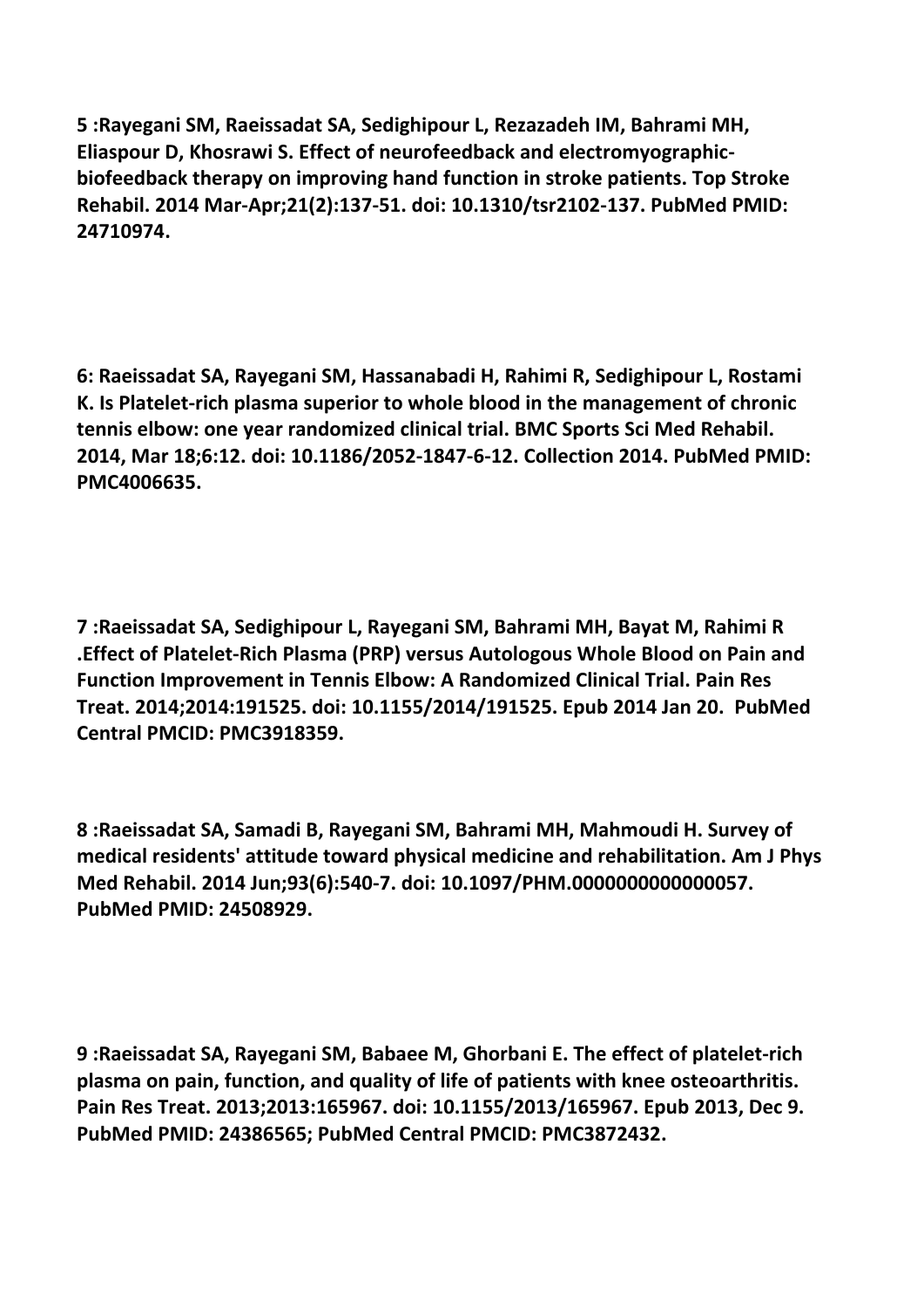**5 :Rayegani SM, Raeissadat SA, Sedighipour L, Rezazadeh IM, Bahrami MH, Eliaspour D, Khosrawi S. Effect of neurofeedback and electromyographic-biofeedback therapy on improving hand function in stroke patients. Top Stroke Rehabil. 2014 Mar-Apr;21(2):137-51. doi: 10.1310/tsr2102-137. PubMed PMID: 24710974.**

**6: Raeissadat SA, Rayegani SM, Hassanabadi H, Rahimi R, Sedighipour L, Rostami K. Is Platelet-rich plasma superior to whole blood in the management of chronic tennis elbow: one year randomized clinical trial. BMC Sports Sci Med Rehabil. 2014, Mar 18;6:12. doi: 10.1186/2052-1847-6-12. Collection 2014. PubMed PMID: PMC4006635.**

**7 :Raeissadat SA, Sedighipour L, Rayegani SM, Bahrami MH, Bayat M, Rahimi R .Effect of Platelet-Rich Plasma (PRP) versus Autologous Whole Blood on Pain and Function Improvement in Tennis Elbow: A Randomized Clinical Trial. Pain Res Treat. 2014;2014:191525. doi: 10.1155/2014/191525. Epub 2014 Jan 20. PubMed Central PMCID: PMC3918359.**

**8 :Raeissadat SA, Samadi B, Rayegani SM, Bahrami MH, Mahmoudi H. Survey of medical residents' attitude toward physical medicine and rehabilitation. Am J Phys Med Rehabil. 2014 Jun;93(6):540-7. doi: 10.1097/PHM.0000000000000057. PubMed PMID: 24508929.**

**9 :Raeissadat SA, Rayegani SM, Babaee M, Ghorbani E. The effect of platelet-rich plasma on pain, function, and quality of life of patients with knee osteoarthritis. Pain Res Treat. 2013;2013:165967. doi: 10.1155/2013/165967. Epub 2013, Dec 9. PubMed PMID: 24386565; PubMed Central PMCID: PMC3872432.**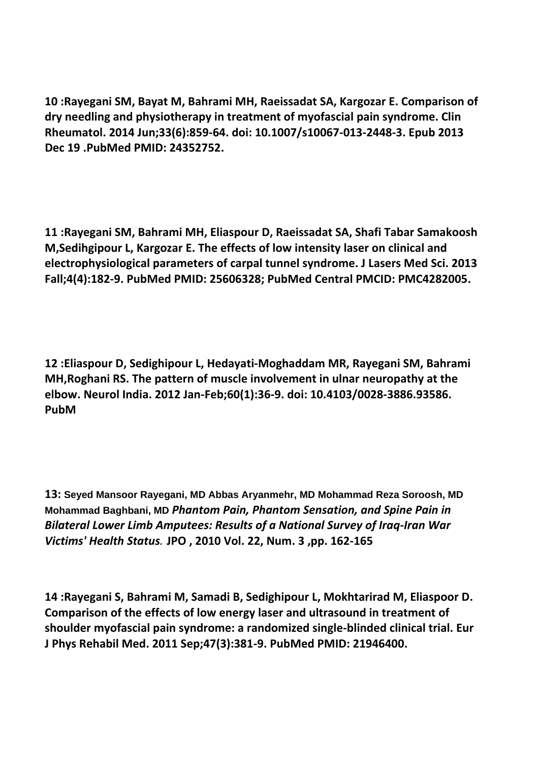**10 :Rayegani SM, Bayat M, Bahrami MH, Raeissadat SA, Kargozar E. Comparison of dry needling and physiotherapy in treatment of myofascial pain syndrome. Clin Rheumatol. 2014 Jun;33(6):859-64. doi: 10.1007/s10067-013-2448-3. Epub 2013 Dec 19 .PubMed PMID: 24352752.**

**11 :Rayegani SM, Bahrami MH, Eliaspour D, Raeissadat SA, Shafi Tabar Samakoosh M,Sedihgipour L, Kargozar E. The effects of low intensity laser on clinical and electrophysiological parameters of carpal tunnel syndrome. J Lasers Med Sci. 2013 Fall;4(4):182-9. PubMed PMID: 25606328; PubMed Central PMCID: PMC4282005.**

**12 :Eliaspour D, Sedighipour L, Hedayati-Moghaddam MR, Rayegani SM, Bahrami MH,Roghani RS. The pattern of muscle involvement in ulnar neuropathy at the elbow. Neurol India. 2012 Jan-Feb;60(1):36-9. doi: 10.4103/0028-3886.93586. PubM**

**13: Seyed Mansoor Rayegani, MD Abbas Aryanmehr, MD Mohammad Reza Soroosh, MD Mohammad Baghbani, MD** ***Phantom Pain, Phantom Sensation, and Spine Pain in Bilateral Lower Limb Amputees: Results of a National Survey of Iraq-Iran War Victims' Health Status.*** **JPO , 2010 Vol. 22, Num. 3 ,pp. 162-165**

**14 :Rayegani S, Bahrami M, Samadi B, Sedighipour L, Mokhtarirad M, Eliaspoor D. Comparison of the effects of low energy laser and ultrasound in treatment of shoulder myofascial pain syndrome: a randomized single-blinded clinical trial. Eur J Phys Rehabil Med. 2011 Sep;47(3):381-9. PubMed PMID: 21946400.**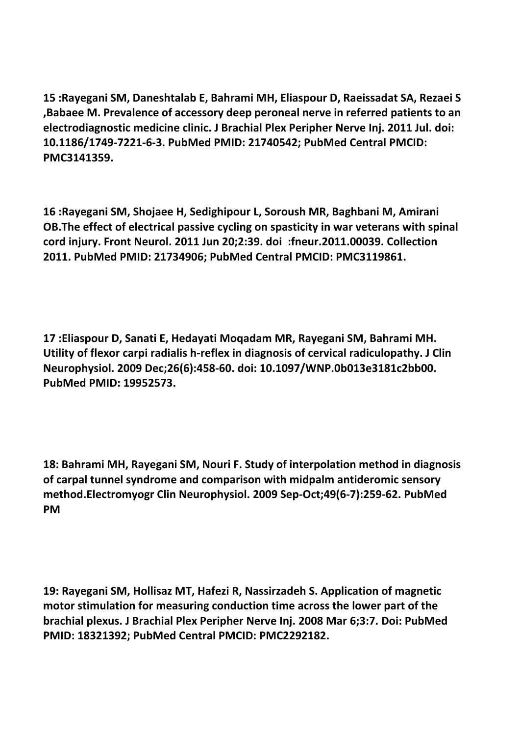**15 :Rayegani SM, Daneshtalab E, Bahrami MH, Eliaspour D, Raeissadat SA, Rezaei S ,Babaee M. Prevalence of accessory deep peroneal nerve in referred patients to an electrodiagnostic medicine clinic. J Brachial Plex Peripher Nerve Inj. 2011 Jul. doi: 10.1186/1749-7221-6-3. PubMed PMID: 21740542; PubMed Central PMCID: PMC3141359.**

**16 :Rayegani SM, Shojaee H, Sedighipour L, Soroush MR, Baghbani M, Amirani OB.The effect of electrical passive cycling on spasticity in war veterans with spinal cord injury. Front Neurol. 2011 Jun 20;2:39. doi :fneur.2011.00039. Collection 2011. PubMed PMID: 21734906; PubMed Central PMCID: PMC3119861.**

**17 :Eliaspour D, Sanati E, Hedayati Moqadam MR, Rayegani SM, Bahrami MH. Utility of flexor carpi radialis h-reflex in diagnosis of cervical radiculopathy. J Clin Neurophysiol. 2009 Dec;26(6):458-60. doi: 10.1097/WNP.0b013e3181c2bb00. PubMed PMID: 19952573.**

**18: Bahrami MH, Rayegani SM, Nouri F. Study of interpolation method in diagnosis of carpal tunnel syndrome and comparison with midpalm antideromic sensory method.Electromyogr Clin Neurophysiol. 2009 Sep-Oct;49(6-7):259-62. PubMed PM**

**19: Rayegani SM, Hollisaz MT, Hafezi R, Nassirzadeh S. Application of magnetic motor stimulation for measuring conduction time across the lower part of the brachial plexus. J Brachial Plex Peripher Nerve Inj. 2008 Mar 6;3:7. Doi: PubMed PMID: 18321392; PubMed Central PMCID: PMC2292182.**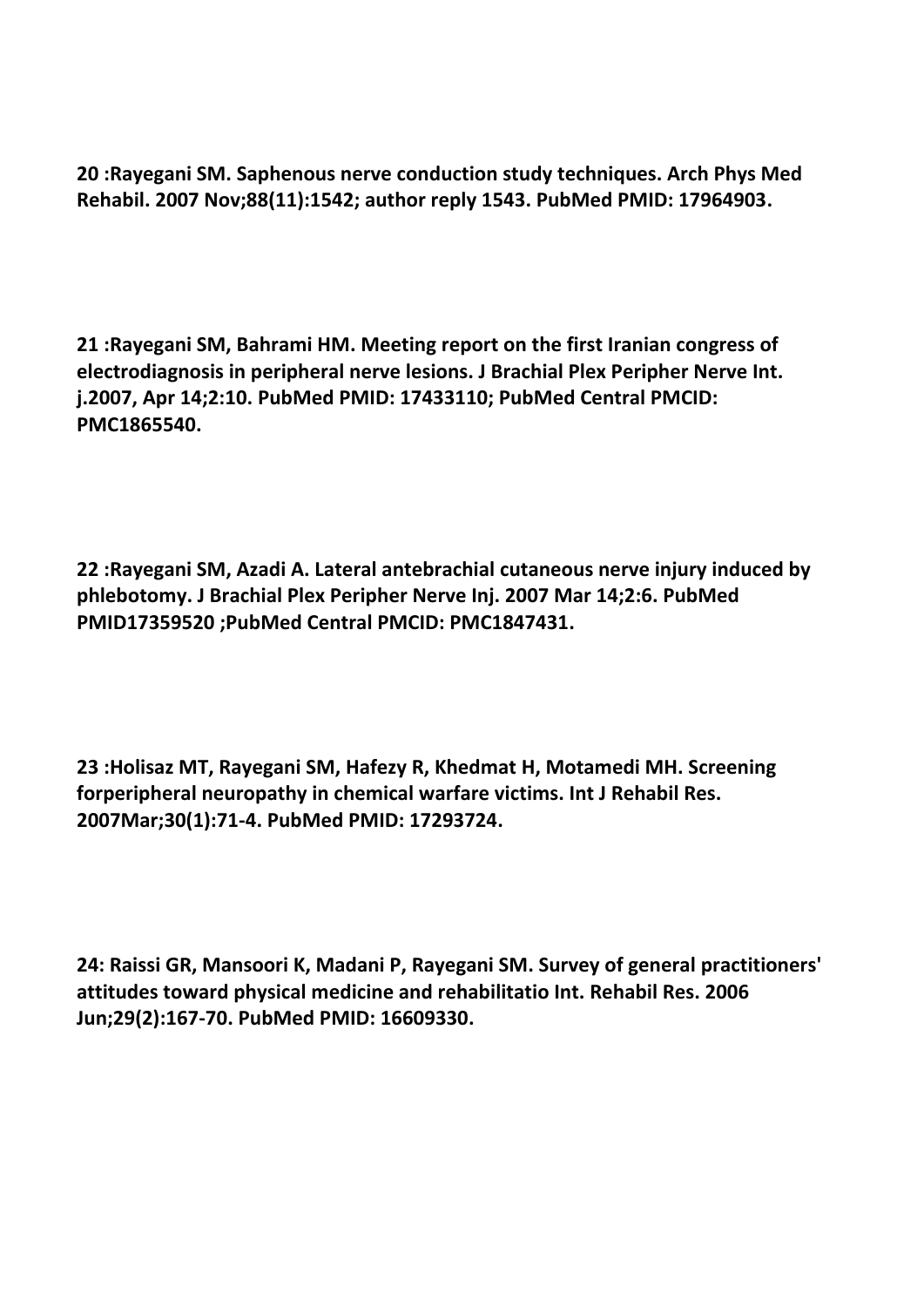**20 :Rayegani SM. Saphenous nerve conduction study techniques. Arch Phys Med Rehabil. 2007 Nov;88(11):1542; author reply 1543. PubMed PMID: 17964903.**

**21 :Rayegani SM, Bahrami HM. Meeting report on the first Iranian congress of electrodiagnosis in peripheral nerve lesions. J Brachial Plex Peripher Nerve Int. j.2007, Apr 14;2:10. PubMed PMID: 17433110; PubMed Central PMCID: PMC1865540.**

**22 :Rayegani SM, Azadi A. Lateral antebrachial cutaneous nerve injury induced by phlebotomy. J Brachial Plex Peripher Nerve Inj. 2007 Mar 14;2:6. PubMed PMID17359520 ;PubMed Central PMCID: PMC1847431.**

**23 :Holisaz MT, Rayegani SM, Hafezy R, Khedmat H, Motamedi MH. Screening forperipheral neuropathy in chemical warfare victims. Int J Rehabil Res. 2007Mar;30(1):71-4. PubMed PMID: 17293724.**

**24: Raissi GR, Mansoori K, Madani P, Rayegani SM. Survey of general practitioners' attitudes toward physical medicine and rehabilitatio Int. Rehabil Res. 2006 Jun;29(2):167-70. PubMed PMID: 16609330.**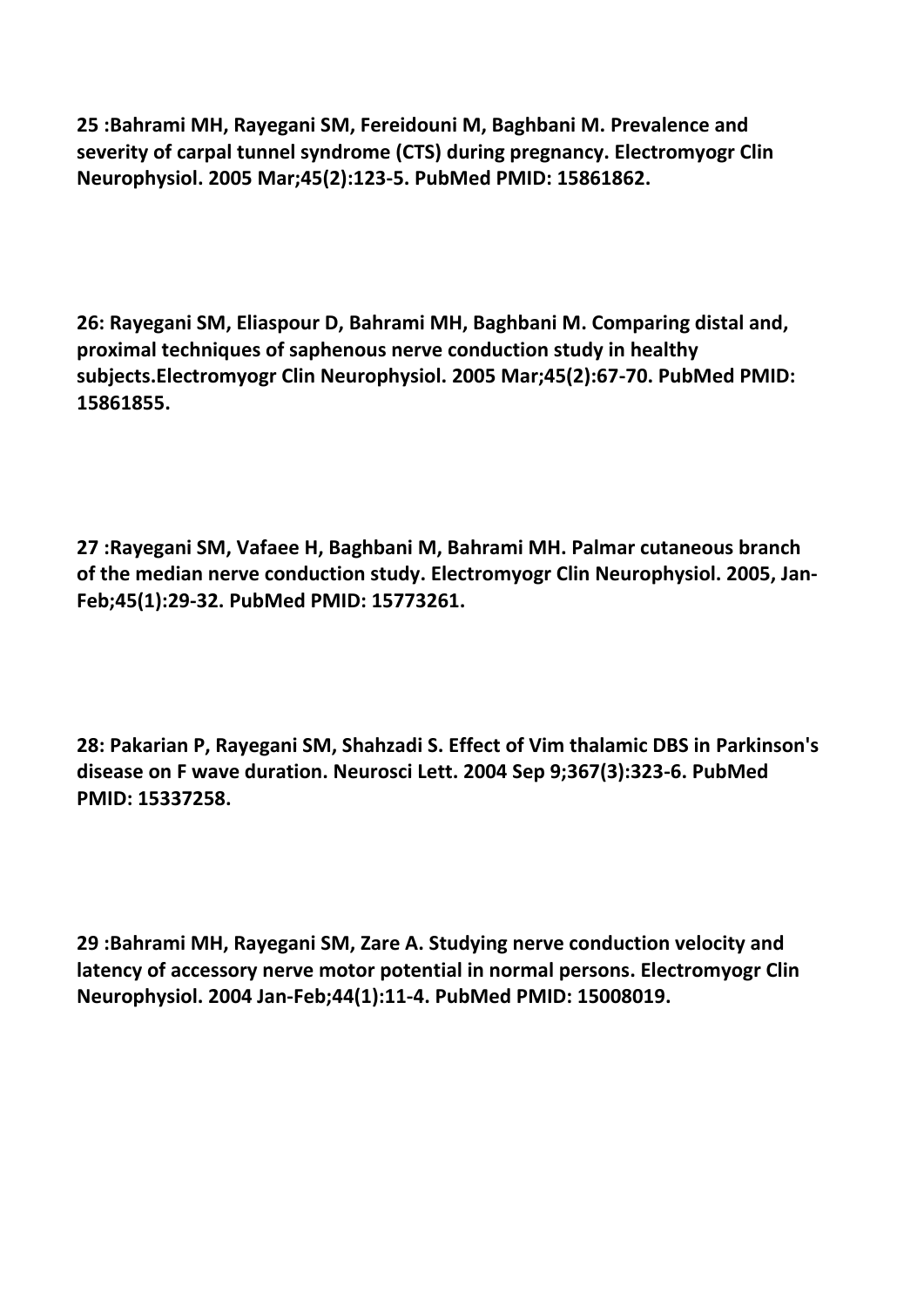**25 :Bahrami MH, Rayegani SM, Fereidouni M, Baghbani M. Prevalence and severity of carpal tunnel syndrome (CTS) during pregnancy. Electromyogr Clin Neurophysiol. 2005 Mar;45(2):123-5. PubMed PMID: 15861862.**

**26: Rayegani SM, Eliaspour D, Bahrami MH, Baghbani M. Comparing distal and, proximal techniques of saphenous nerve conduction study in healthy subjects.Electromyogr Clin Neurophysiol. 2005 Mar;45(2):67-70. PubMed PMID: 15861855.**

**27 :Rayegani SM, Vafaee H, Baghbani M, Bahrami MH. Palmar cutaneous branch of the median nerve conduction study. Electromyogr Clin Neurophysiol. 2005, Jan-Feb;45(1):29-32. PubMed PMID: 15773261.**

**28: Pakarian P, Rayegani SM, Shahzadi S. Effect of Vim thalamic DBS in Parkinson's disease on F wave duration. Neurosci Lett. 2004 Sep 9;367(3):323-6. PubMed PMID: 15337258.**

**29 :Bahrami MH, Rayegani SM, Zare A. Studying nerve conduction velocity and latency of accessory nerve motor potential in normal persons. Electromyogr Clin Neurophysiol. 2004 Jan-Feb;44(1):11-4. PubMed PMID: 15008019.**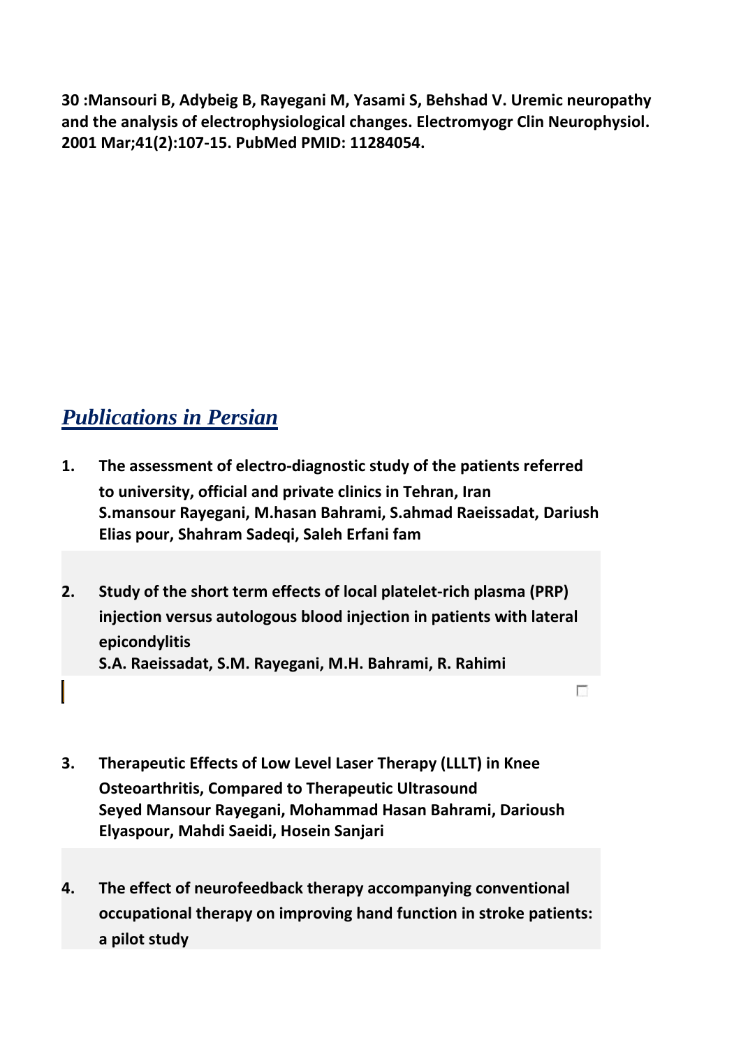**30 :Mansouri B, Adybeig B, Rayegani M, Yasami S, Behshad V. Uremic neuropathy and the analysis of electrophysiological changes. Electromyogr Clin Neurophysiol. 2001 Mar;41(2):107-15. PubMed PMID: 11284054.**

## ***Publications in Persian***

1. **The assessment of electro-diagnostic study of the patients referred to university, official and private clinics in Tehran, Iran**
   **S.mansour Rayegani, M.hasan Bahrami, S.ahmad Raeissadat, Dariush Elias pour, Shahram Sadeqi, Saleh Erfani fam**

2. **Study of the short term effects of local platelet-rich plasma (PRP) injection versus autologous blood injection in patients with lateral epicondylitis**
   **S.A. Raeissadat, S.M. Rayegani, M.H. Bahrami, R. Rahimi**

3. **Therapeutic Effects of Low Level Laser Therapy (LLLT) in Knee Osteoarthritis, Compared to Therapeutic Ultrasound**
   **Seyed Mansour Rayegani, Mohammad Hasan Bahrami, Darioush Elyaspour, Mahdi Saeidi, Hosein Sanjari**

4. **The effect of neurofeedback therapy accompanying conventional occupational therapy on improving hand function in stroke patients: a pilot study**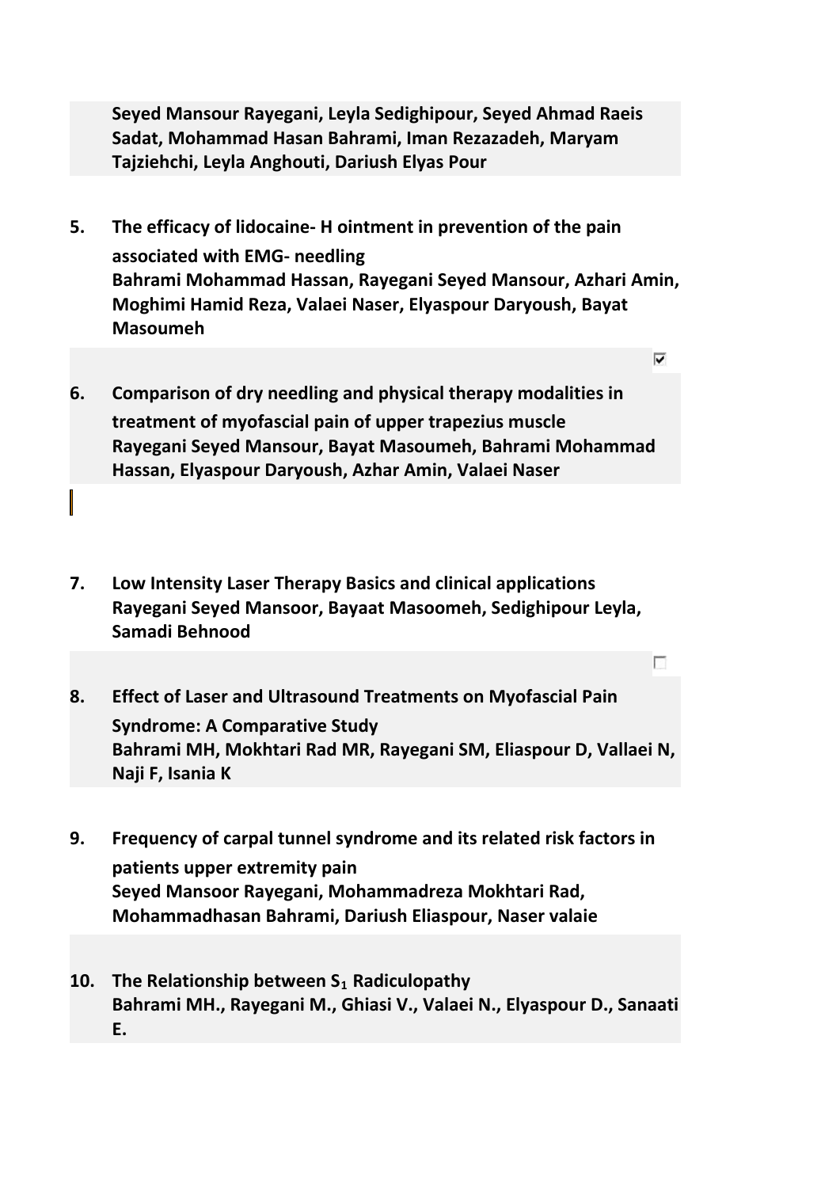**Seyed Mansour Rayegani, Leyla Sedighipour, Seyed Ahmad Raeis Sadat, Mohammad Hasan Bahrami, Iman Rezazadeh, Maryam Tajziehchi, Leyla Anghouti, Dariush Elyas Pour**

5. **The efficacy of lidocaine- H ointment in prevention of the pain associated with EMG- needling**
   **Bahrami Mohammad Hassan, Rayegani Seyed Mansour, Azhari Amin, Moghimi Hamid Reza, Valaei Naser, Elyaspour Daryoush, Bayat Masoumeh**

6. **Comparison of dry needling and physical therapy modalities in treatment of myofascial pain of upper trapezius muscle**
   **Rayegani Seyed Mansour, Bayat Masoumeh, Bahrami Mohammad Hassan, Elyaspour Daryoush, Azhar Amin, Valaei Naser**

7. **Low Intensity Laser Therapy Basics and clinical applications**
   **Rayegani Seyed Mansoor, Bayaat Masoomeh, Sedighipour Leyla, Samadi Behnood**

8. **Effect of Laser and Ultrasound Treatments on Myofascial Pain Syndrome: A Comparative Study**
   **Bahrami MH, Mokhtari Rad MR, Rayegani SM, Eliaspour D, Vallaei N, Naji F, Isania K**

9. **Frequency of carpal tunnel syndrome and its related risk factors in patients upper extremity pain**
   **Seyed Mansoor Rayegani, Mohammadreza Mokhtari Rad, Mohammadhasan Bahrami, Dariush Eliaspour, Naser valaie**

10. **The Relationship between $S_1$ Radiculopathy**
    **Bahrami MH., Rayegani M., Ghiasi V., Valaei N., Elyaspour D., Sanaati E.**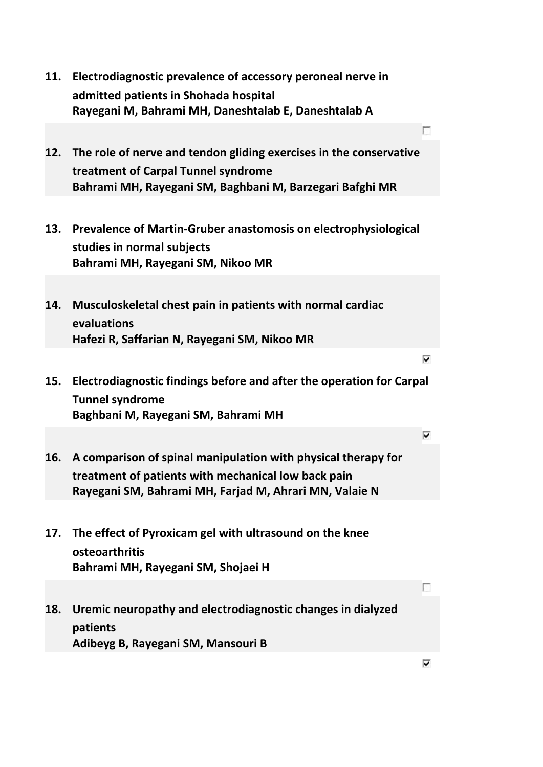11. **Electrodiagnostic prevalence of accessory peroneal nerve in admitted patients in Shohada hospital**
    **Rayegani M, Bahrami MH, Daneshtalab E, Daneshtalab A**

12. **The role of nerve and tendon gliding exercises in the conservative treatment of Carpal Tunnel syndrome**
    **Bahrami MH, Rayegani SM, Baghbani M, Barzegari Bafghi MR**

13. **Prevalence of Martin-Gruber anastomosis on electrophysiological studies in normal subjects**
    **Bahrami MH, Rayegani SM, Nikoo MR**

14. **Musculoskeletal chest pain in patients with normal cardiac evaluations**
    **Hafezi R, Saffarian N, Rayegani SM, Nikoo MR**

15. **Electrodiagnostic findings before and after the operation for Carpal Tunnel syndrome**
    **Baghbani M, Rayegani SM, Bahrami MH**

16. **A comparison of spinal manipulation with physical therapy for treatment of patients with mechanical low back pain**
    **Rayegani SM, Bahrami MH, Farjad M, Ahrari MN, Valaie N**

17. **The effect of Pyroxicam gel with ultrasound on the knee osteoarthritis**
    **Bahrami MH, Rayegani SM, Shojaei H**

18. **Uremic neuropathy and electrodiagnostic changes in dialyzed patients**
    **Adibeyg B, Rayegani SM, Mansouri B**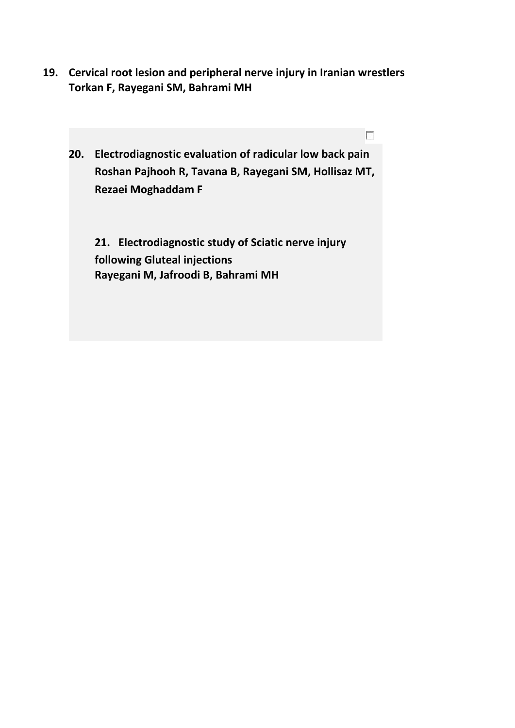19. **Cervical root lesion and peripheral nerve injury in Iranian wrestlers**
    **Torkan F, Rayegani SM, Bahrami MH**

20. **Electrodiagnostic evaluation of radicular low back pain**
    **Roshan Pajhooh R, Tavana B, Rayegani SM, Hollisaz MT, Rezaei Moghaddam F**

21. **Electrodiagnostic study of Sciatic nerve injury following Gluteal injections**
    **Rayegani M, Jafroodi B, Bahrami MH**